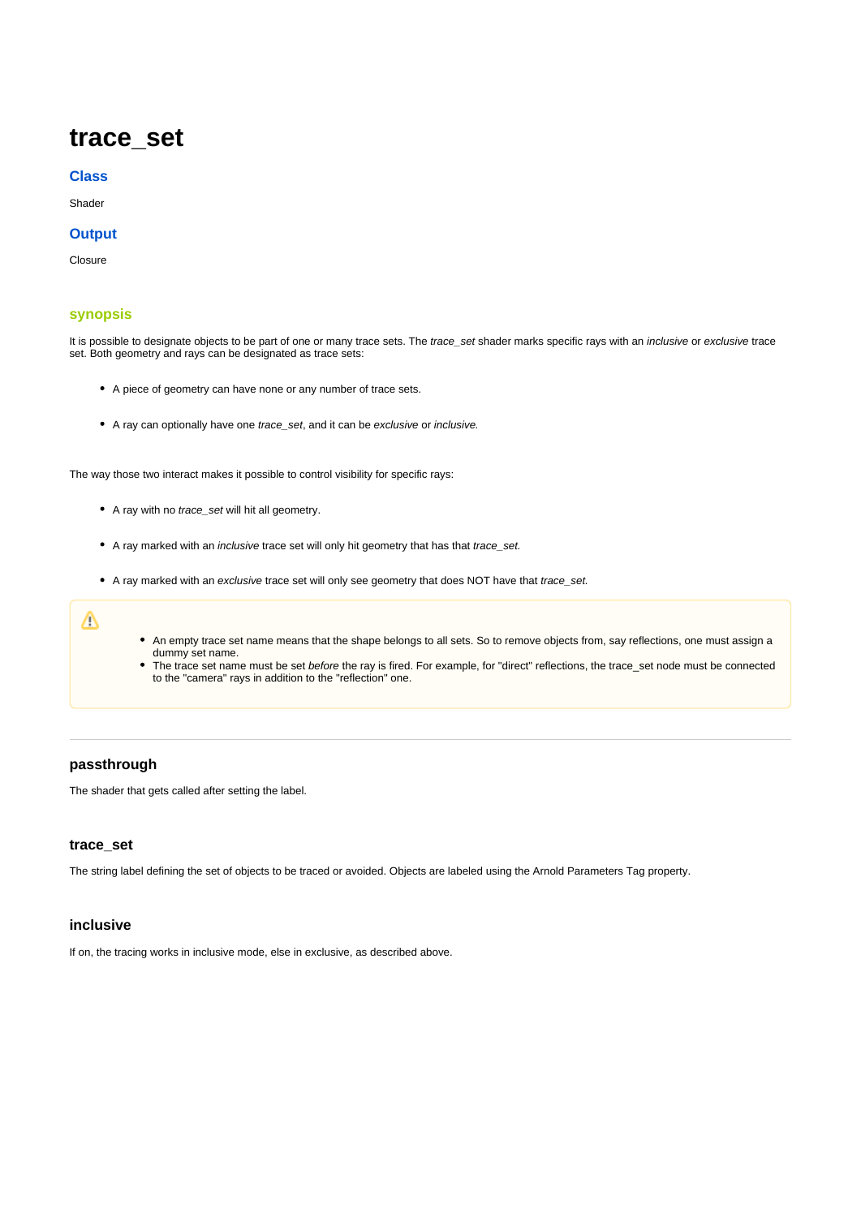# trace_set

## Class

Shader

## Output

Closure

## synopsis

It is possible to designate objects to be part of one or many trace sets. The *trace_set* shader marks specific rays with an *inclusive* or *exclusive* trace set. Both geometry and rays can be designated as trace sets:

- A piece of geometry can have none or any number of trace sets.
- A ray can optionally have one *trace_set*, and it can be *exclusive* or *inclusive.*

The way those two interact makes it possible to control visibility for specific rays:

- A ray with no *trace_set* will hit all geometry.
- A ray marked with an *inclusive* trace set will only hit geometry that has that *trace_set.*
- A ray marked with an *exclusive* trace set will only see geometry that does NOT have that *trace_set.*

> ⚠
>
> - An empty trace set name means that the shape belongs to all sets. So to remove objects from, say reflections, one must assign a dummy set name.
> - The trace set name must be set *before* the ray is fired. For example, for "direct" reflections, the trace_set node must be connected to the "camera" rays in addition to the "reflection" one.

---

### passthrough

The shader that gets called after setting the label.

### trace_set

The string label defining the set of objects to be traced or avoided. Objects are labeled using the Arnold Parameters Tag property.

### inclusive

If on, the tracing works in inclusive mode, else in exclusive, as described above.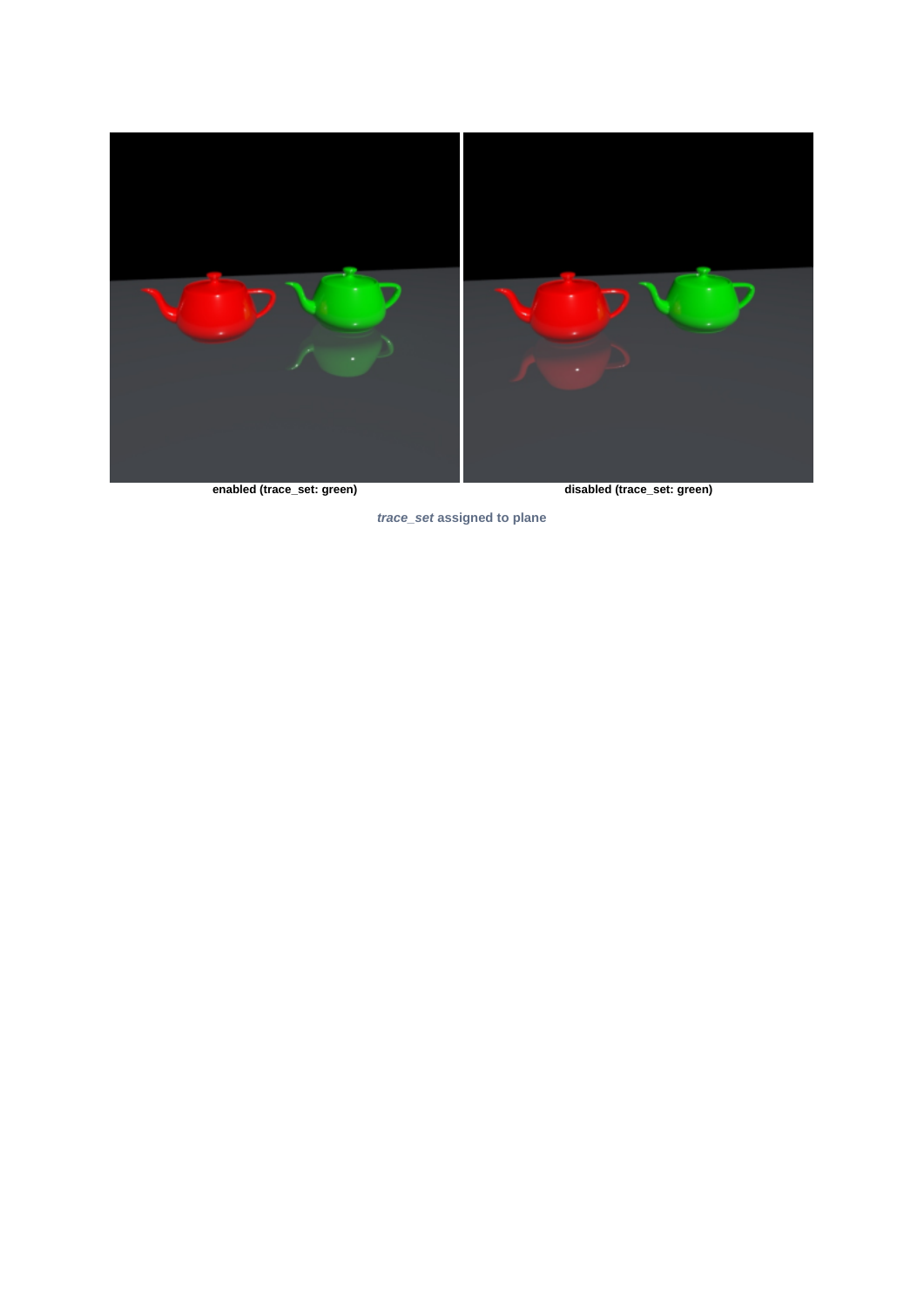enabled (trace_set: green)

disabled (trace_set: green)

***trace_set* assigned to plane**